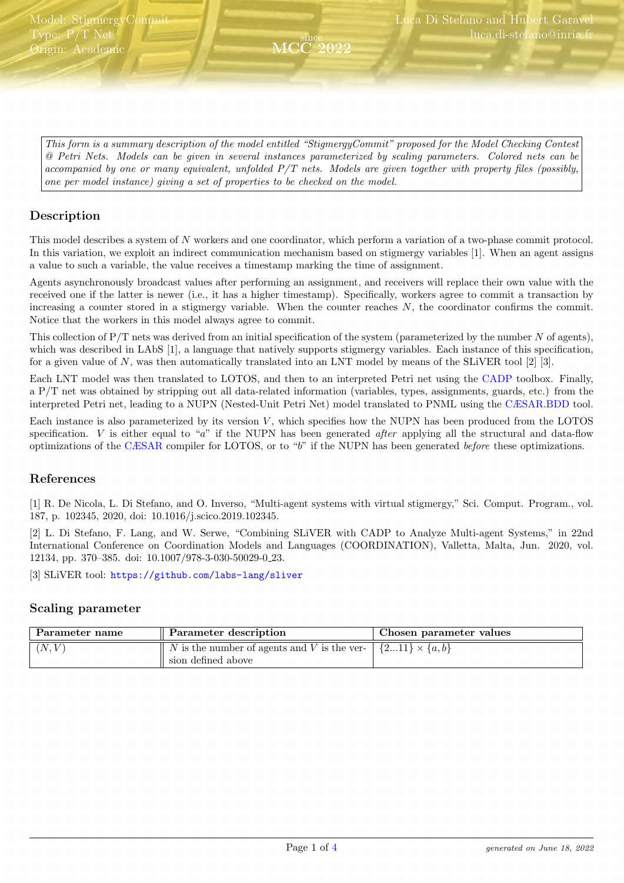Model: StigmergyCommit
Type: P/T Net
Origin: Academic

Luca Di Stefano and Hubert Garavel
luca.di-stefano@inria.fr

since MCC 2022

*This form is a summary description of the model entitled "StigmergyCommit" proposed for the Model Checking Contest @ Petri Nets. Models can be given in several instances parameterized by scaling parameters. Colored nets can be accompanied by one or many equivalent, unfolded P/T nets. Models are given together with property files (possibly, one per model instance) giving a set of properties to be checked on the model.*

## Description

This model describes a system of $N$ workers and one coordinator, which perform a variation of a two-phase commit protocol. In this variation, we exploit an indirect communication mechanism based on stigmergy variables [1]. When an agent assigns a value to such a variable, the value receives a timestamp marking the time of assignment.

Agents asynchronously broadcast values after performing an assignment, and receivers will replace their own value with the received one if the latter is newer (i.e., it has a higher timestamp). Specifically, workers agree to commit a transaction by increasing a counter stored in a stigmergy variable. When the counter reaches $N$, the coordinator confirms the commit. Notice that the workers in this model always agree to commit.

This collection of P/T nets was derived from an initial specification of the system (parameterized by the number $N$ of agents), which was described in LAbS [1], a language that natively supports stigmergy variables. Each instance of this specification, for a given value of $N$, was then automatically translated into an LNT model by means of the SLiVER tool [2] [3].

Each LNT model was then translated to LOTOS, and then to an interpreted Petri net using the CADP toolbox. Finally, a P/T net was obtained by stripping out all data-related information (variables, types, assignments, guards, etc.) from the interpreted Petri net, leading to a NUPN (Nested-Unit Petri Net) model translated to PNML using the CÆSAR.BDD tool.

Each instance is also parameterized by its version $V$, which specifies how the NUPN has been produced from the LOTOS specification. $V$ is either equal to "$a$" if the NUPN has been generated *after* applying all the structural and data-flow optimizations of the CÆSAR compiler for LOTOS, or to "$b$" if the NUPN has been generated *before* these optimizations.

## References

[1] R. De Nicola, L. Di Stefano, and O. Inverso, "Multi-agent systems with virtual stigmergy," Sci. Comput. Program., vol. 187, p. 102345, 2020, doi: 10.1016/j.scico.2019.102345.

[2] L. Di Stefano, F. Lang, and W. Serwe, "Combining SLiVER with CADP to Analyze Multi-agent Systems," in 22nd International Conference on Coordination Models and Languages (COORDINATION), Valletta, Malta, Jun. 2020, vol. 12134, pp. 370–385. doi: 10.1007/978-3-030-50029-0_23.

[3] SLiVER tool: https://github.com/labs-lang/sliver

## Scaling parameter

| Parameter name | Parameter description | Chosen parameter values |
|---|---|---|
| $(N, V)$ | $N$ is the number of agents and $V$ is the version defined above | $\{2...11\} \times \{a, b\}$ |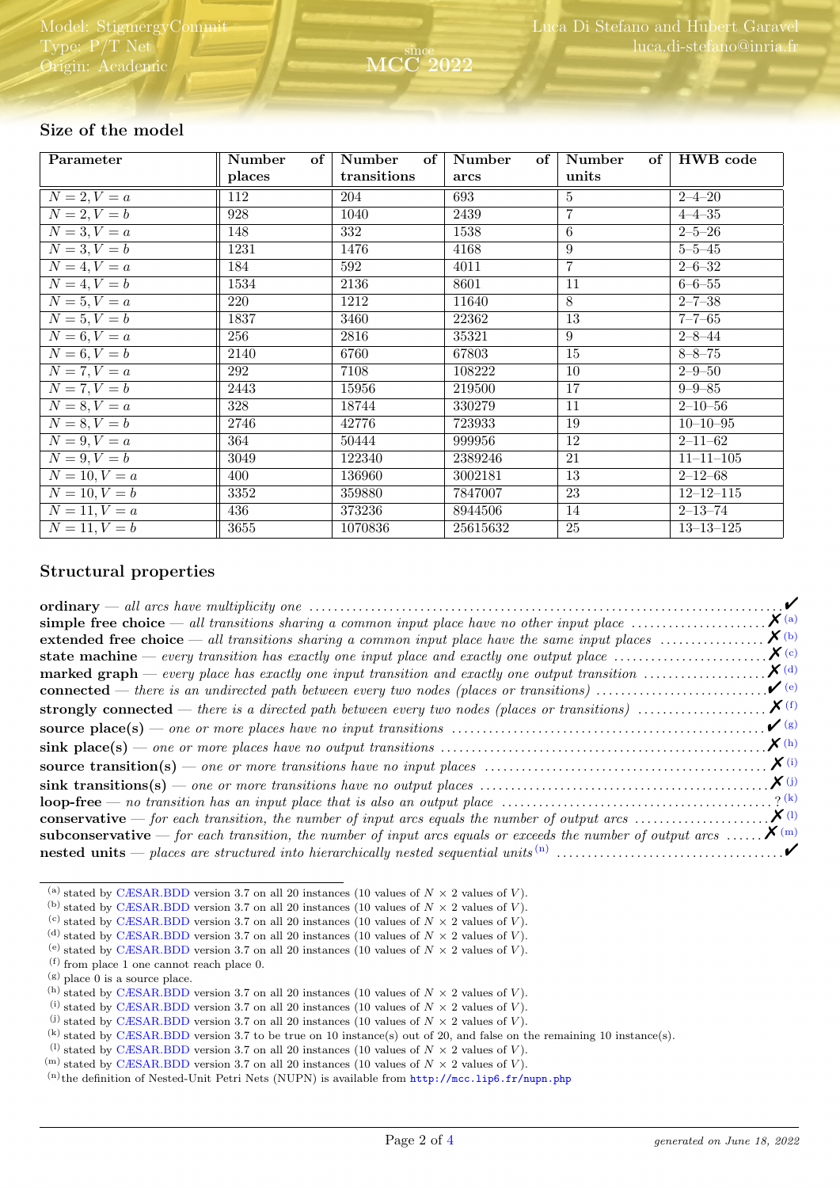## Size of the model

| Parameter | Number of places | Number of transitions | Number of arcs | Number of units | HWB code |
|---|---|---|---|---|---|
| $N = 2, V = a$ | 112 | 204 | 693 | 5 | 2–4–20 |
| $N = 2, V = b$ | 928 | 1040 | 2439 | 7 | 4–4–35 |
| $N = 3, V = a$ | 148 | 332 | 1538 | 6 | 2–5–26 |
| $N = 3, V = b$ | 1231 | 1476 | 4168 | 9 | 5–5–45 |
| $N = 4, V = a$ | 184 | 592 | 4011 | 7 | 2–6–32 |
| $N = 4, V = b$ | 1534 | 2136 | 8601 | 11 | 6–6–55 |
| $N = 5, V = a$ | 220 | 1212 | 11640 | 8 | 2–7–38 |
| $N = 5, V = b$ | 1837 | 3460 | 22362 | 13 | 7–7–65 |
| $N = 6, V = a$ | 256 | 2816 | 35321 | 9 | 2–8–44 |
| $N = 6, V = b$ | 2140 | 6760 | 67803 | 15 | 8–8–75 |
| $N = 7, V = a$ | 292 | 7108 | 108222 | 10 | 2–9–50 |
| $N = 7, V = b$ | 2443 | 15956 | 219500 | 17 | 9–9–85 |
| $N = 8, V = a$ | 328 | 18744 | 330279 | 11 | 2–10–56 |
| $N = 8, V = b$ | 2746 | 42776 | 723933 | 19 | 10–10–95 |
| $N = 9, V = a$ | 364 | 50444 | 999956 | 12 | 2–11–62 |
| $N = 9, V = b$ | 3049 | 122340 | 2389246 | 21 | 11–11–105 |
| $N = 10, V = a$ | 400 | 136960 | 3002181 | 13 | 2–12–68 |
| $N = 10, V = b$ | 3352 | 359880 | 7847007 | 23 | 12–12–115 |
| $N = 11, V = a$ | 436 | 373236 | 8944506 | 14 | 2–13–74 |
| $N = 11, V = b$ | 3655 | 1070836 | 25615632 | 25 | 13–13–125 |

## Structural properties

**ordinary** — *all arcs have multiplicity one* ✔

**simple free choice** — *all transitions sharing a common input place have no other input place* ✘ [a]

**extended free choice** — *all transitions sharing a common input place have the same input places* ✘ [b]

**state machine** — *every transition has exactly one input place and exactly one output place* ✘ [c]

**marked graph** — *every place has exactly one input transition and exactly one output transition* ✘ [d]

**connected** — *there is an undirected path between every two nodes (places or transitions)* ✔ [e]

**strongly connected** — *there is a directed path between every two nodes (places or transitions)* ✘ [f]

**source place(s)** — *one or more places have no input transitions* ✔ [g]

**sink place(s)** — *one or more places have no output transitions* ✘ [h]

**source transition(s)** — *one or more transitions have no input places* ✘ [i]

**sink transitions(s)** — *one or more transitions have no output places* ✘ [j]

**loop-free** — *no transition has an input place that is also an output place* ? [k]

**conservative** — *for each transition, the number of input arcs equals the number of output arcs* ✘ [l]

**subconservative** — *for each transition, the number of input arcs equals or exceeds the number of output arcs* ✘ [m]

**nested units** — *places are structured into hierarchically nested sequential units* [n] ✔

---

[a] stated by CÆSAR.BDD version 3.7 on all 20 instances (10 values of $N$ × 2 values of $V$).
[b] stated by CÆSAR.BDD version 3.7 on all 20 instances (10 values of $N$ × 2 values of $V$).
[c] stated by CÆSAR.BDD version 3.7 on all 20 instances (10 values of $N$ × 2 values of $V$).
[d] stated by CÆSAR.BDD version 3.7 on all 20 instances (10 values of $N$ × 2 values of $V$).
[e] stated by CÆSAR.BDD version 3.7 on all 20 instances (10 values of $N$ × 2 values of $V$).
[f] from place 1 one cannot reach place 0.
[g] place 0 is a source place.
[h] stated by CÆSAR.BDD version 3.7 on all 20 instances (10 values of $N$ × 2 values of $V$).
[i] stated by CÆSAR.BDD version 3.7 on all 20 instances (10 values of $N$ × 2 values of $V$).
[j] stated by CÆSAR.BDD version 3.7 on all 20 instances (10 values of $N$ × 2 values of $V$).
[k] stated by CÆSAR.BDD version 3.7 to be true on 10 instance(s) out of 20, and false on the remaining 10 instance(s).
[l] stated by CÆSAR.BDD version 3.7 on all 20 instances (10 values of $N$ × 2 values of $V$).
[m] stated by CÆSAR.BDD version 3.7 on all 20 instances (10 values of $N$ × 2 values of $V$).
[n] the definition of Nested-Unit Petri Nets (NUPN) is available from http://mcc.lip6.fr/nupn.php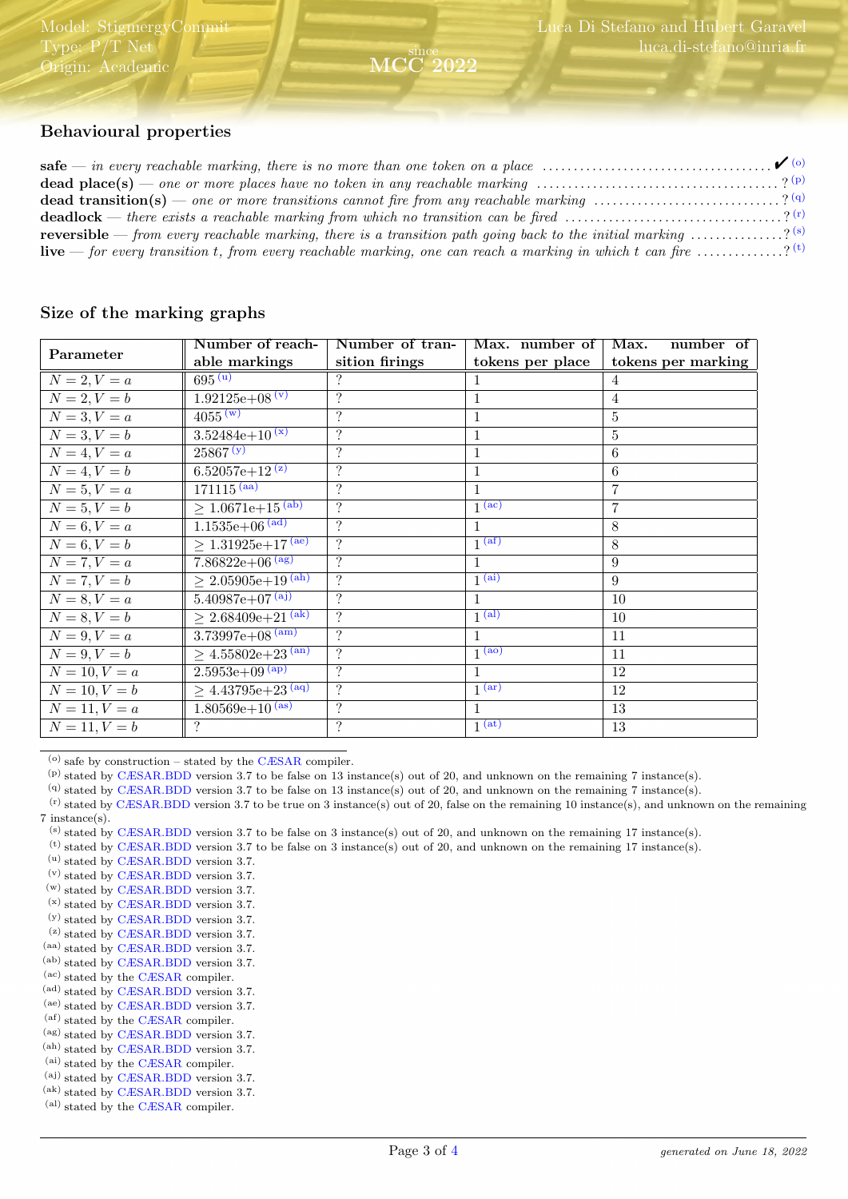## Behavioural properties

**safe** — *in every reachable marking, there is no more than one token on a place* .................................... ✔ [o]
**dead place(s)** — *one or more places have no token in any reachable marking* .................................... ? [p]
**dead transition(s)** — *one or more transitions cannot fire from any reachable marking* .............................. ? [q]
**deadlock** — *there exists a reachable marking from which no transition can be fired* .................................. ? [r]
**reversible** — *from every reachable marking, there is a transition path going back to the initial marking* ............... ? [s]
**live** — *for every transition t, from every reachable marking, one can reach a marking in which t can fire* ............. ? [t]

## Size of the marking graphs

| Parameter | Number of reachable markings | Number of transition firings | Max. number of tokens per place | Max. number of tokens per marking |
|---|---|---|---|---|
| $N = 2, V = a$ | 695 [u] | ? | 1 | 4 |
| $N = 2, V = b$ | 1.92125e+08 [v] | ? | 1 | 4 |
| $N = 3, V = a$ | 4055 [w] | ? | 1 | 5 |
| $N = 3, V = b$ | 3.52484e+10 [x] | ? | 1 | 5 |
| $N = 4, V = a$ | 25867 [y] | ? | 1 | 6 |
| $N = 4, V = b$ | 6.52057e+12 [z] | ? | 1 | 6 |
| $N = 5, V = a$ | 171115 [aa] | ? | 1 | 7 |
| $N = 5, V = b$ | ≥ 1.0671e+15 [ab] | ? | 1 [ac] | 7 |
| $N = 6, V = a$ | 1.1535e+06 [ad] | ? | 1 | 8 |
| $N = 6, V = b$ | ≥ 1.31925e+17 [ae] | ? | 1 [af] | 8 |
| $N = 7, V = a$ | 7.86822e+06 [ag] | ? | 1 | 9 |
| $N = 7, V = b$ | ≥ 2.05905e+19 [ah] | ? | 1 [ai] | 9 |
| $N = 8, V = a$ | 5.40987e+07 [aj] | ? | 1 | 10 |
| $N = 8, V = b$ | ≥ 2.68409e+21 [ak] | ? | 1 [al] | 10 |
| $N = 9, V = a$ | 3.73997e+08 [am] | ? | 1 | 11 |
| $N = 9, V = b$ | ≥ 4.55802e+23 [an] | ? | 1 [ao] | 11 |
| $N = 10, V = a$ | 2.5953e+09 [ap] | ? | 1 | 12 |
| $N = 10, V = b$ | ≥ 4.43795e+23 [aq] | ? | 1 [ar] | 12 |
| $N = 11, V = a$ | 1.80569e+10 [as] | ? | 1 | 13 |
| $N = 11, V = b$ | ? | ? | 1 [at] | 13 |

[o] safe by construction – stated by the CÆSAR compiler.
[p] stated by CÆSAR.BDD version 3.7 to be false on 13 instance(s) out of 20, and unknown on the remaining 7 instance(s).
[q] stated by CÆSAR.BDD version 3.7 to be false on 13 instance(s) out of 20, and unknown on the remaining 7 instance(s).
[r] stated by CÆSAR.BDD version 3.7 to be true on 3 instance(s) out of 20, false on the remaining 10 instance(s), and unknown on the remaining 7 instance(s).
[s] stated by CÆSAR.BDD version 3.7 to be false on 3 instance(s) out of 20, and unknown on the remaining 17 instance(s).
[t] stated by CÆSAR.BDD version 3.7 to be false on 3 instance(s) out of 20, and unknown on the remaining 17 instance(s).
[u] stated by CÆSAR.BDD version 3.7.
[v] stated by CÆSAR.BDD version 3.7.
[w] stated by CÆSAR.BDD version 3.7.
[x] stated by CÆSAR.BDD version 3.7.
[y] stated by CÆSAR.BDD version 3.7.
[z] stated by CÆSAR.BDD version 3.7.
[aa] stated by CÆSAR.BDD version 3.7.
[ab] stated by CÆSAR.BDD version 3.7.
[ac] stated by the CÆSAR compiler.
[ad] stated by CÆSAR.BDD version 3.7.
[ae] stated by CÆSAR.BDD version 3.7.
[af] stated by the CÆSAR compiler.
[ag] stated by CÆSAR.BDD version 3.7.
[ah] stated by CÆSAR.BDD version 3.7.
[ai] stated by the CÆSAR compiler.
[aj] stated by CÆSAR.BDD version 3.7.
[ak] stated by CÆSAR.BDD version 3.7.
[al] stated by the CÆSAR compiler.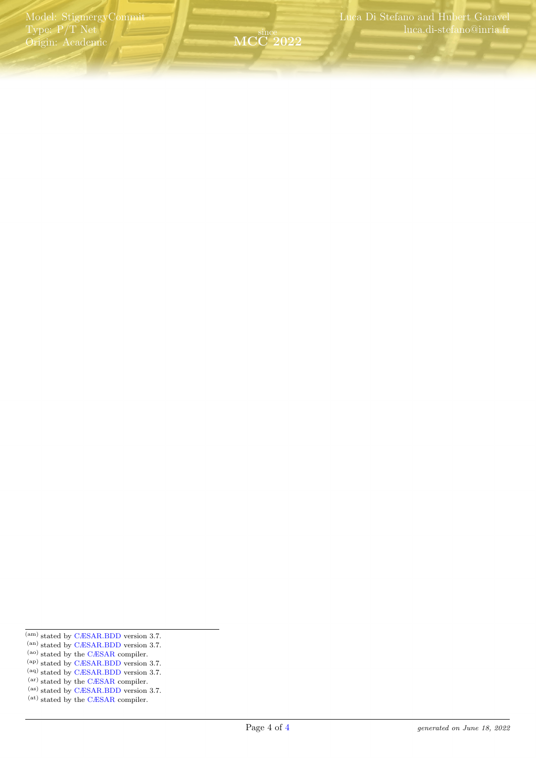[am] stated by CÆSAR.BDD version 3.7.
[an] stated by CÆSAR.BDD version 3.7.
[ao] stated by the CÆSAR compiler.
[ap] stated by CÆSAR.BDD version 3.7.
[aq] stated by CÆSAR.BDD version 3.7.
[ar] stated by the CÆSAR compiler.
[as] stated by CÆSAR.BDD version 3.7.
[at] stated by the CÆSAR compiler.